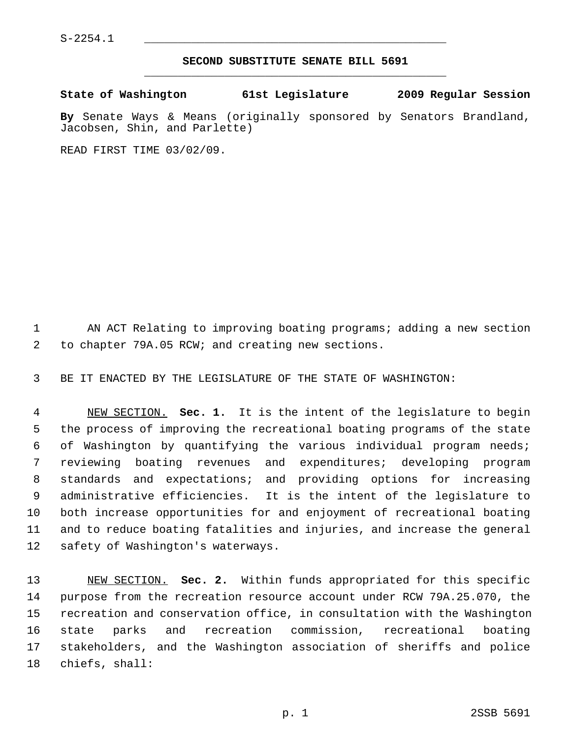S-2254.1

# SECOND SUBSTITUTE SENATE BILL 5691

**State of Washington 61st Legislature 2009 Regular Session**

**By** Senate Ways & Means (originally sponsored by Senators Brandland, Jacobsen, Shin, and Parlette)

READ FIRST TIME 03/02/09.

AN ACT Relating to improving boating programs; adding a new section to chapter 79A.05 RCW; and creating new sections.

BE IT ENACTED BY THE LEGISLATURE OF THE STATE OF WASHINGTON:

NEW SECTION. **Sec. 1.** It is the intent of the legislature to begin the process of improving the recreational boating programs of the state of Washington by quantifying the various individual program needs; reviewing boating revenues and expenditures; developing program standards and expectations; and providing options for increasing administrative efficiencies. It is the intent of the legislature to both increase opportunities for and enjoyment of recreational boating and to reduce boating fatalities and injuries, and increase the general safety of Washington's waterways.

NEW SECTION. **Sec. 2.** Within funds appropriated for this specific purpose from the recreation resource account under RCW 79A.25.070, the recreation and conservation office, in consultation with the Washington state parks and recreation commission, recreational boating stakeholders, and the Washington association of sheriffs and police chiefs, shall: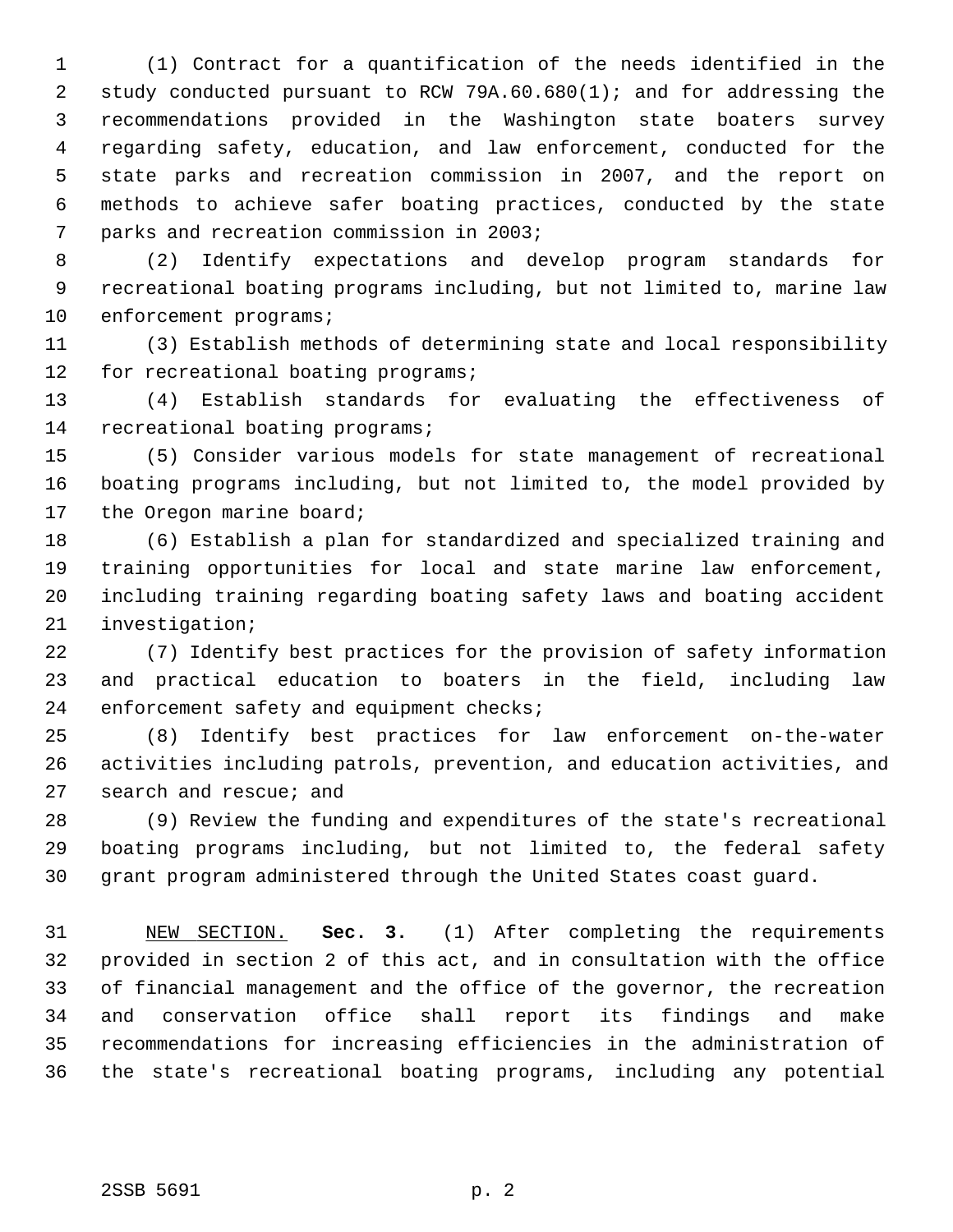(1) Contract for a quantification of the needs identified in the study conducted pursuant to RCW 79A.60.680(1); and for addressing the recommendations provided in the Washington state boaters survey regarding safety, education, and law enforcement, conducted for the state parks and recreation commission in 2007, and the report on methods to achieve safer boating practices, conducted by the state parks and recreation commission in 2003;

(2) Identify expectations and develop program standards for recreational boating programs including, but not limited to, marine law enforcement programs;

(3) Establish methods of determining state and local responsibility for recreational boating programs;

(4) Establish standards for evaluating the effectiveness of recreational boating programs;

(5) Consider various models for state management of recreational boating programs including, but not limited to, the model provided by the Oregon marine board;

(6) Establish a plan for standardized and specialized training and training opportunities for local and state marine law enforcement, including training regarding boating safety laws and boating accident investigation;

(7) Identify best practices for the provision of safety information and practical education to boaters in the field, including law enforcement safety and equipment checks;

(8) Identify best practices for law enforcement on-the-water activities including patrols, prevention, and education activities, and search and rescue; and

(9) Review the funding and expenditures of the state's recreational boating programs including, but not limited to, the federal safety grant program administered through the United States coast guard.

NEW SECTION. **Sec. 3.** (1) After completing the requirements provided in section 2 of this act, and in consultation with the office of financial management and the office of the governor, the recreation and conservation office shall report its findings and make recommendations for increasing efficiencies in the administration of the state's recreational boating programs, including any potential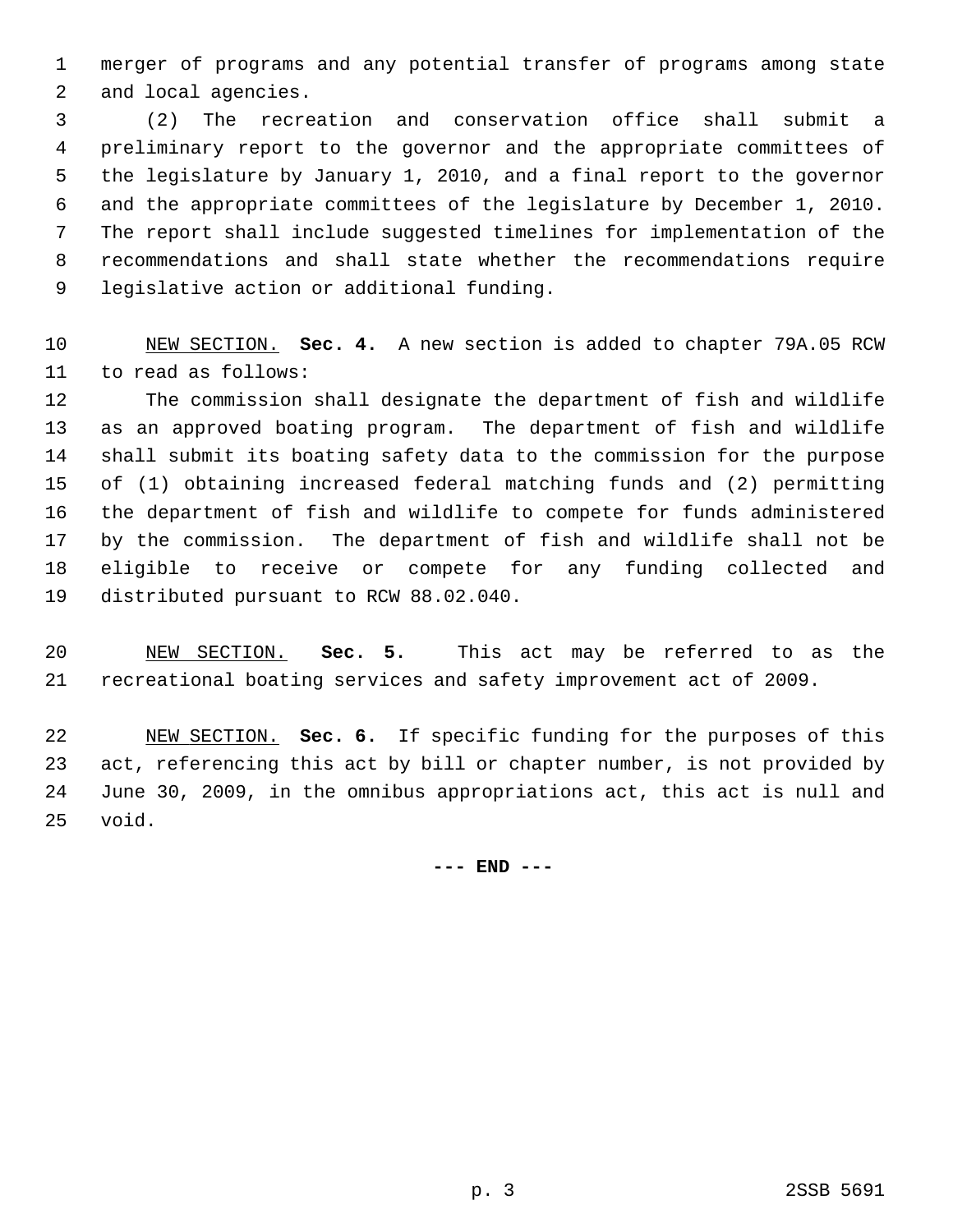merger of programs and any potential transfer of programs among state and local agencies.

(2) The recreation and conservation office shall submit a preliminary report to the governor and the appropriate committees of the legislature by January 1, 2010, and a final report to the governor and the appropriate committees of the legislature by December 1, 2010. The report shall include suggested timelines for implementation of the recommendations and shall state whether the recommendations require legislative action or additional funding.

NEW SECTION. **Sec. 4.** A new section is added to chapter 79A.05 RCW to read as follows:

The commission shall designate the department of fish and wildlife as an approved boating program. The department of fish and wildlife shall submit its boating safety data to the commission for the purpose of (1) obtaining increased federal matching funds and (2) permitting the department of fish and wildlife to compete for funds administered by the commission. The department of fish and wildlife shall not be eligible to receive or compete for any funding collected and distributed pursuant to RCW 88.02.040.

NEW SECTION. **Sec. 5.** This act may be referred to as the recreational boating services and safety improvement act of 2009.

NEW SECTION. **Sec. 6.** If specific funding for the purposes of this act, referencing this act by bill or chapter number, is not provided by June 30, 2009, in the omnibus appropriations act, this act is null and void.

**--- END ---**